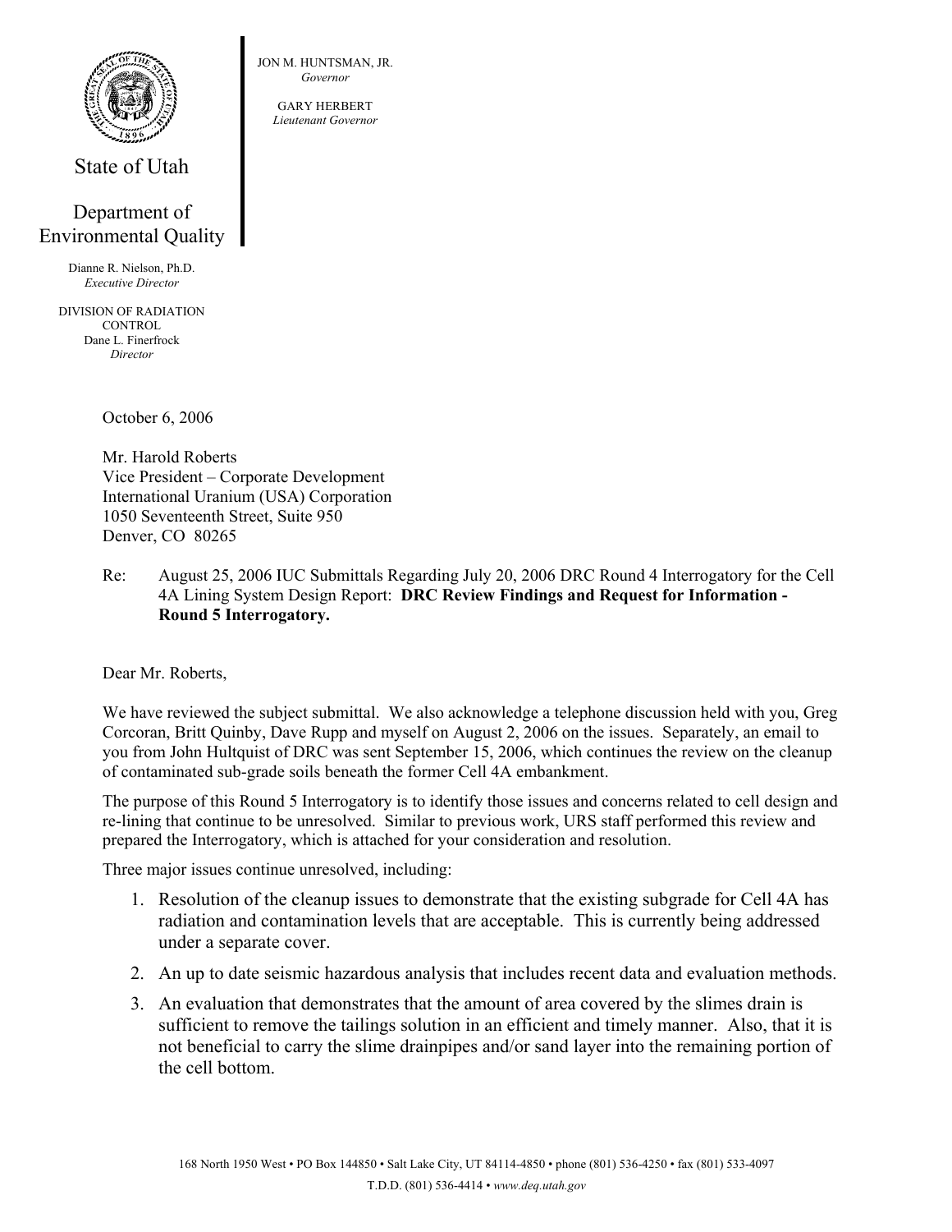State of Utah

Department of Environmental Quality

Dianne R. Nielson, Ph.D.
*Executive Director*

DIVISION OF RADIATION CONTROL
Dane L. Finerfrock
*Director*

JON M. HUNTSMAN, JR.
*Governor*

GARY HERBERT
*Lieutenant Governor*

October 6, 2006

Mr. Harold Roberts
Vice President – Corporate Development
International Uranium (USA) Corporation
1050 Seventeenth Street, Suite 950
Denver, CO 80265

Re: August 25, 2006 IUC Submittals Regarding July 20, 2006 DRC Round 4 Interrogatory for the Cell 4A Lining System Design Report: **DRC Review Findings and Request for Information - Round 5 Interrogatory.**

Dear Mr. Roberts,

We have reviewed the subject submittal. We also acknowledge a telephone discussion held with you, Greg Corcoran, Britt Quinby, Dave Rupp and myself on August 2, 2006 on the issues. Separately, an email to you from John Hultquist of DRC was sent September 15, 2006, which continues the review on the cleanup of contaminated sub-grade soils beneath the former Cell 4A embankment.

The purpose of this Round 5 Interrogatory is to identify those issues and concerns related to cell design and re-lining that continue to be unresolved. Similar to previous work, URS staff performed this review and prepared the Interrogatory, which is attached for your consideration and resolution.

Three major issues continue unresolved, including:

1. Resolution of the cleanup issues to demonstrate that the existing subgrade for Cell 4A has radiation and contamination levels that are acceptable. This is currently being addressed under a separate cover.
2. An up to date seismic hazardous analysis that includes recent data and evaluation methods.
3. An evaluation that demonstrates that the amount of area covered by the slimes drain is sufficient to remove the tailings solution in an efficient and timely manner. Also, that it is not beneficial to carry the slime drainpipes and/or sand layer into the remaining portion of the cell bottom.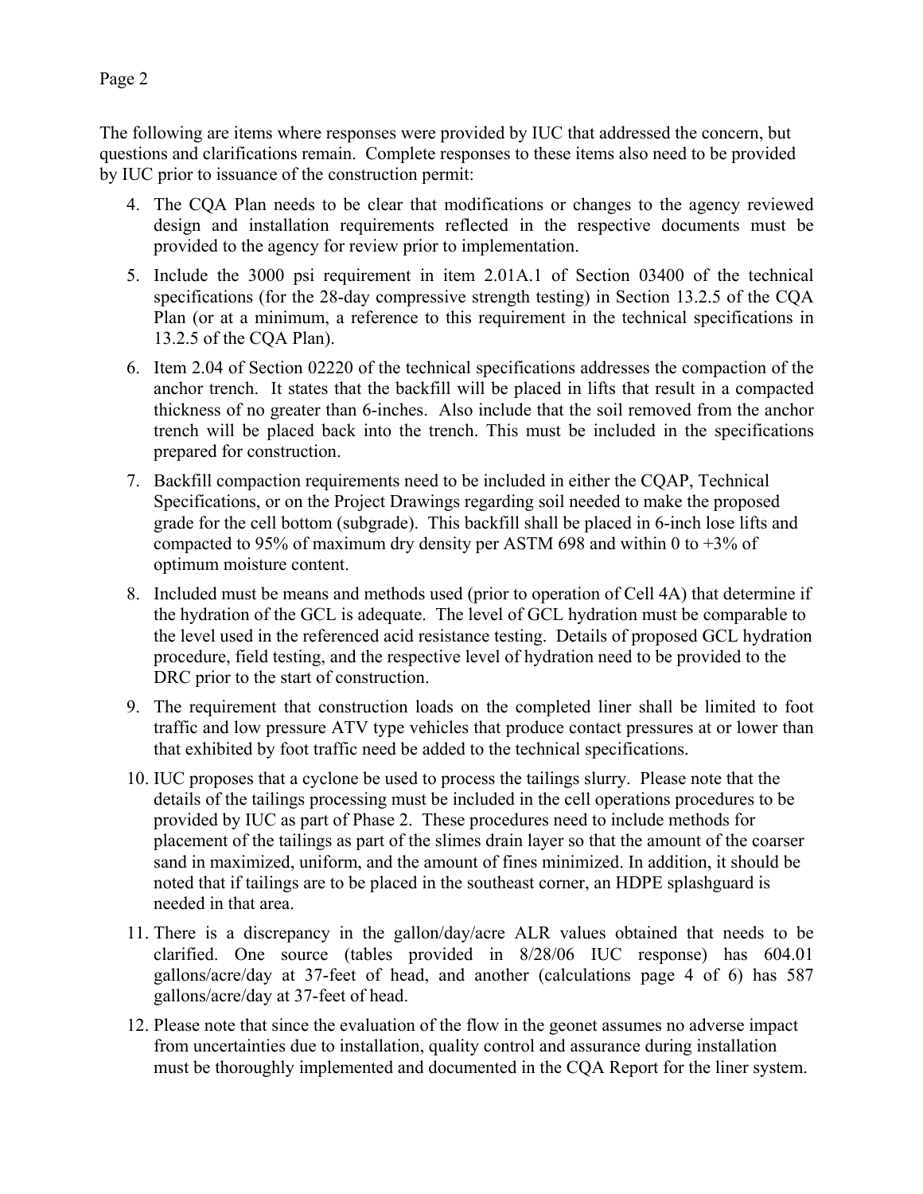The following are items where responses were provided by IUC that addressed the concern, but questions and clarifications remain. Complete responses to these items also need to be provided by IUC prior to issuance of the construction permit:

4. The CQA Plan needs to be clear that modifications or changes to the agency reviewed design and installation requirements reflected in the respective documents must be provided to the agency for review prior to implementation.
5. Include the 3000 psi requirement in item 2.01A.1 of Section 03400 of the technical specifications (for the 28-day compressive strength testing) in Section 13.2.5 of the CQA Plan (or at a minimum, a reference to this requirement in the technical specifications in 13.2.5 of the CQA Plan).
6. Item 2.04 of Section 02220 of the technical specifications addresses the compaction of the anchor trench. It states that the backfill will be placed in lifts that result in a compacted thickness of no greater than 6-inches. Also include that the soil removed from the anchor trench will be placed back into the trench. This must be included in the specifications prepared for construction.
7. Backfill compaction requirements need to be included in either the CQAP, Technical Specifications, or on the Project Drawings regarding soil needed to make the proposed grade for the cell bottom (subgrade). This backfill shall be placed in 6-inch lose lifts and compacted to 95% of maximum dry density per ASTM 698 and within 0 to +3% of optimum moisture content.
8. Included must be means and methods used (prior to operation of Cell 4A) that determine if the hydration of the GCL is adequate. The level of GCL hydration must be comparable to the level used in the referenced acid resistance testing. Details of proposed GCL hydration procedure, field testing, and the respective level of hydration need to be provided to the DRC prior to the start of construction.
9. The requirement that construction loads on the completed liner shall be limited to foot traffic and low pressure ATV type vehicles that produce contact pressures at or lower than that exhibited by foot traffic need be added to the technical specifications.
10. IUC proposes that a cyclone be used to process the tailings slurry. Please note that the details of the tailings processing must be included in the cell operations procedures to be provided by IUC as part of Phase 2. These procedures need to include methods for placement of the tailings as part of the slimes drain layer so that the amount of the coarser sand in maximized, uniform, and the amount of fines minimized. In addition, it should be noted that if tailings are to be placed in the southeast corner, an HDPE splashguard is needed in that area.
11. There is a discrepancy in the gallon/day/acre ALR values obtained that needs to be clarified. One source (tables provided in 8/28/06 IUC response) has 604.01 gallons/acre/day at 37-feet of head, and another (calculations page 4 of 6) has 587 gallons/acre/day at 37-feet of head.
12. Please note that since the evaluation of the flow in the geonet assumes no adverse impact from uncertainties due to installation, quality control and assurance during installation must be thoroughly implemented and documented in the CQA Report for the liner system.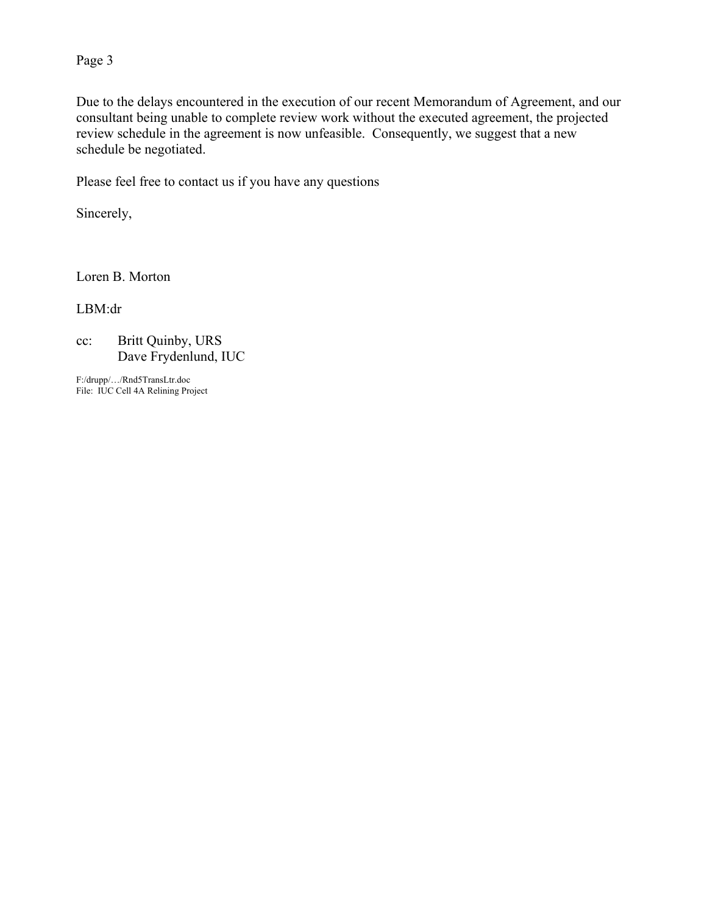Due to the delays encountered in the execution of our recent Memorandum of Agreement, and our consultant being unable to complete review work without the executed agreement, the projected review schedule in the agreement is now unfeasible. Consequently, we suggest that a new schedule be negotiated.

Please feel free to contact us if you have any questions

Sincerely,

Loren B. Morton

LBM:dr

cc: Britt Quinby, URS
Dave Frydenlund, IUC

F:/drupp/…/Rnd5TransLtr.doc
File: IUC Cell 4A Relining Project